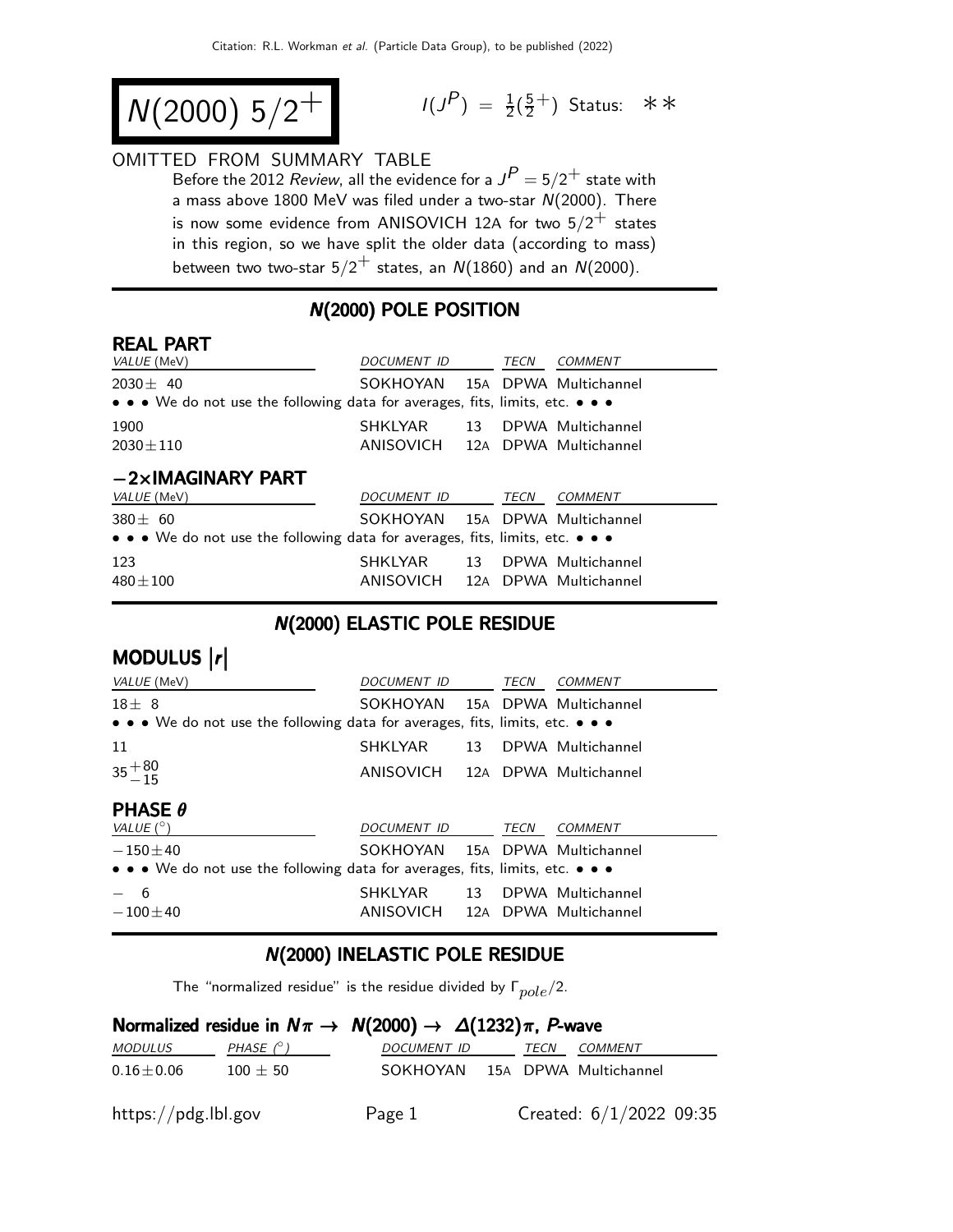# $N(2000)\ 5/2^+$

$I(J^P) = \frac{1}{2}(\frac{5}{2}^+)$ Status: $**$

OMITTED FROM SUMMARY TABLE

Before the 2012 *Review*, all the evidence for a $J^P = 5/2^+$ state with a mass above 1800 MeV was filed under a two-star $N(2000)$. There is now some evidence from ANISOVICH 12A for two $5/2^+$ states in this region, so we have split the older data (according to mass) between two two-star $5/2^+$ states, an $N(1860)$ and an $N(2000)$.

## N(2000) POLE POSITION

### REAL PART

| VALUE (MeV) | DOCUMENT ID | | TECN | COMMENT |
|---|---|---|---|---|
| $2030 \pm 40$ | SOKHOYAN | 15A | DPWA | Multichannel |
| • • • We do not use the following data for averages, fits, limits, etc. • • • | | | | |
| 1900 | SHKLYAR | 13 | DPWA | Multichannel |
| $2030 \pm 110$ | ANISOVICH | 12A | DPWA | Multichannel |

### −2×IMAGINARY PART

| VALUE (MeV) | DOCUMENT ID | | TECN | COMMENT |
|---|---|---|---|---|
| $380 \pm 60$ | SOKHOYAN | 15A | DPWA | Multichannel |
| • • • We do not use the following data for averages, fits, limits, etc. • • • | | | | |
| 123 | SHKLYAR | 13 | DPWA | Multichannel |
| $480 \pm 100$ | ANISOVICH | 12A | DPWA | Multichannel |

## N(2000) ELASTIC POLE RESIDUE

### MODULUS |r|

| VALUE (MeV) | DOCUMENT ID | | TECN | COMMENT |
|---|---|---|---|---|
| $18 \pm 8$ | SOKHOYAN | 15A | DPWA | Multichannel |
| • • • We do not use the following data for averages, fits, limits, etc. • • • | | | | |
| 11 | SHKLYAR | 13 | DPWA | Multichannel |
| $35^{+80}_{-15}$ | ANISOVICH | 12A | DPWA | Multichannel |

### PHASE θ

| VALUE (°) | DOCUMENT ID | | TECN | COMMENT |
|---|---|---|---|---|
| $-150 \pm 40$ | SOKHOYAN | 15A | DPWA | Multichannel |
| • • • We do not use the following data for averages, fits, limits, etc. • • • | | | | |
| $-6$ | SHKLYAR | 13 | DPWA | Multichannel |
| $-100 \pm 40$ | ANISOVICH | 12A | DPWA | Multichannel |

## N(2000) INELASTIC POLE RESIDUE

The "normalized residue" is the residue divided by $\Gamma_{pole}/2$.

### Normalized residue in $N\pi \to N(2000) \to \Delta(1232)\pi$, *P*-wave

| MODULUS | PHASE (°) | DOCUMENT ID | | TECN | COMMENT |
|---|---|---|---|---|---|
| $0.16 \pm 0.06$ | $100 \pm 50$ | SOKHOYAN | 15A | DPWA | Multichannel |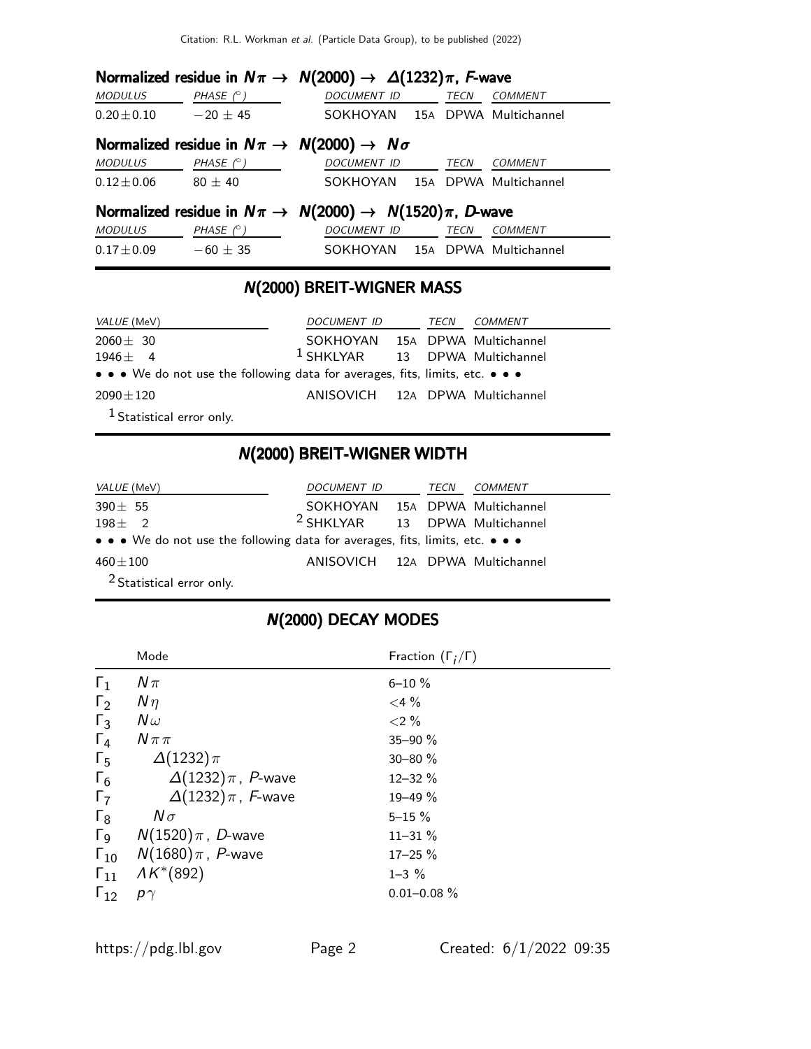### Normalized residue in $N\pi \rightarrow N(2000) \rightarrow \Delta(1232)\pi$, $F$-wave

| MODULUS | PHASE (°) | DOCUMENT ID | | TECN | COMMENT |
|---|---|---|---|---|---|
| $0.20 \pm 0.10$ | $-20 \pm 45$ | SOKHOYAN | 15A | DPWA | Multichannel |

### Normalized residue in $N\pi \rightarrow N(2000) \rightarrow N\sigma$

| MODULUS | PHASE (°) | DOCUMENT ID | | TECN | COMMENT |
|---|---|---|---|---|---|
| $0.12 \pm 0.06$ | $80 \pm 40$ | SOKHOYAN | 15A | DPWA | Multichannel |

### Normalized residue in $N\pi \rightarrow N(2000) \rightarrow N(1520)\pi$, $D$-wave

| MODULUS | PHASE (°) | DOCUMENT ID | | TECN | COMMENT |
|---|---|---|---|---|---|
| $0.17 \pm 0.09$ | $-60 \pm 35$ | SOKHOYAN | 15A | DPWA | Multichannel |

## N(2000) BREIT-WIGNER MASS

| VALUE (MeV) | DOCUMENT ID | | TECN | COMMENT |
|---|---|---|---|---|
| $2060 \pm 30$ | SOKHOYAN | 15A | DPWA | Multichannel |
| $1946 \pm 4$ | [1] SHKLYAR | 13 | DPWA | Multichannel |
| • • • We do not use the following data for averages, fits, limits, etc. • • • | | | | |
| $2090 \pm 120$ | ANISOVICH | 12A | DPWA | Multichannel |

[1] Statistical error only.

## N(2000) BREIT-WIGNER WIDTH

| VALUE (MeV) | DOCUMENT ID | | TECN | COMMENT |
|---|---|---|---|---|
| $390 \pm 55$ | SOKHOYAN | 15A | DPWA | Multichannel |
| $198 \pm 2$ | [2] SHKLYAR | 13 | DPWA | Multichannel |
| • • • We do not use the following data for averages, fits, limits, etc. • • • | | | | |
| $460 \pm 100$ | ANISOVICH | 12A | DPWA | Multichannel |

[2] Statistical error only.

## N(2000) DECAY MODES

| | Mode | Fraction ($\Gamma_i/\Gamma$) |
|---|---|---|
| $\Gamma_1$ | $N\pi$ | 6–10 % |
| $\Gamma_2$ | $N\eta$ | <4 % |
| $\Gamma_3$ | $N\omega$ | <2 % |
| $\Gamma_4$ | $N\pi\pi$ | 35–90 % |
| $\Gamma_5$ | $\Delta(1232)\pi$ | 30–80 % |
| $\Gamma_6$ | $\Delta(1232)\pi$, $P$-wave | 12–32 % |
| $\Gamma_7$ | $\Delta(1232)\pi$, $F$-wave | 19–49 % |
| $\Gamma_8$ | $N\sigma$ | 5–15 % |
| $\Gamma_9$ | $N(1520)\pi$, $D$-wave | 11–31 % |
| $\Gamma_{10}$ | $N(1680)\pi$, $P$-wave | 17–25 % |
| $\Gamma_{11}$ | $\Lambda K^*(892)$ | 1–3 % |
| $\Gamma_{12}$ | $p\gamma$ | 0.01–0.08 % |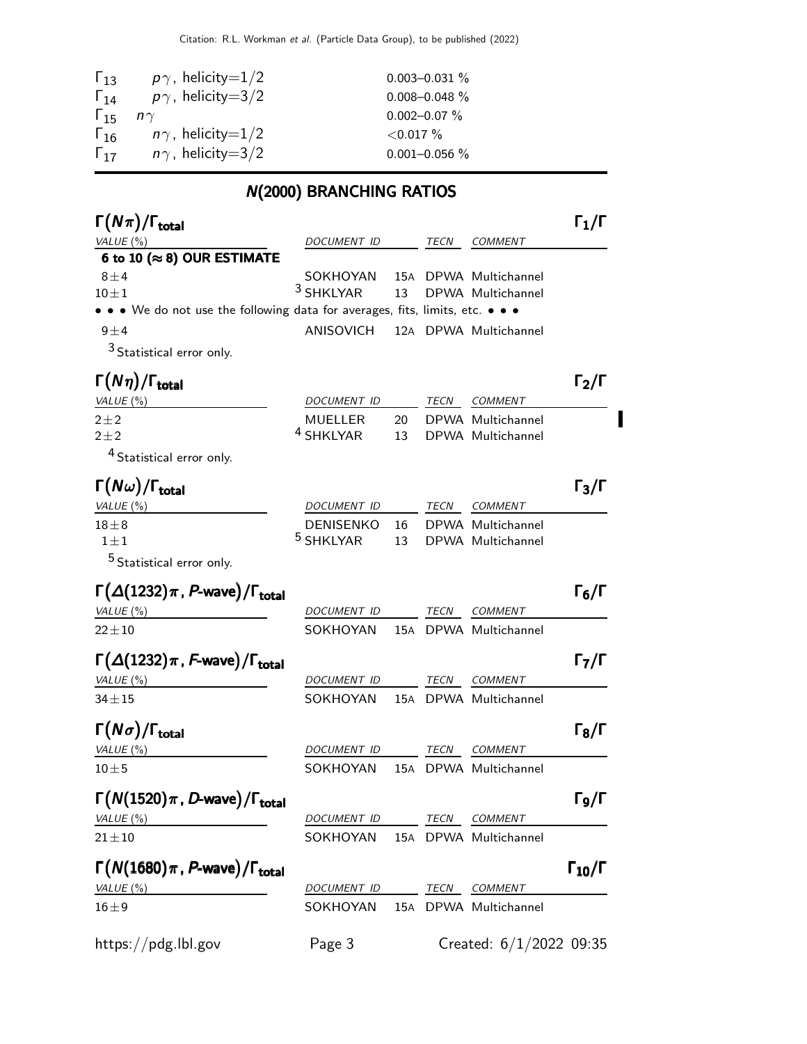| | | |
|---|---|---|
| $\Gamma_{13}$ | $p\gamma$, helicity=1/2 | 0.003–0.031 % |
| $\Gamma_{14}$ | $p\gamma$, helicity=3/2 | 0.008–0.048 % |
| $\Gamma_{15}$ | $n\gamma$ | 0.002–0.07 % |
| $\Gamma_{16}$ | $n\gamma$, helicity=1/2 | <0.017 % |
| $\Gamma_{17}$ | $n\gamma$, helicity=3/2 | 0.001–0.056 % |

## N(2000) BRANCHING RATIOS

### $\Gamma(N\pi)/\Gamma_{total}$ — $\Gamma_1/\Gamma$

| VALUE (%) | DOCUMENT ID | | TECN | COMMENT |
|---|---|---|---|---|
| **6 to 10 (≈ 8) OUR ESTIMATE** | | | | |
| 8±4 | SOKHOYAN | 15A | DPWA | Multichannel |
| 10±1 | [3] SHKLYAR | 13 | DPWA | Multichannel |
| • • • We do not use the following data for averages, fits, limits, etc. • • • | | | | |
| 9±4 | ANISOVICH | 12A | DPWA | Multichannel |

[3] Statistical error only.

### $\Gamma(N\eta)/\Gamma_{total}$ — $\Gamma_2/\Gamma$

| VALUE (%) | DOCUMENT ID | | TECN | COMMENT |
|---|---|---|---|---|
| 2±2 | MUELLER | 20 | DPWA | Multichannel |
| 2±2 | [4] SHKLYAR | 13 | DPWA | Multichannel |

[4] Statistical error only.

### $\Gamma(N\omega)/\Gamma_{total}$ — $\Gamma_3/\Gamma$

| VALUE (%) | DOCUMENT ID | | TECN | COMMENT |
|---|---|---|---|---|
| 18±8 | DENISENKO | 16 | DPWA | Multichannel |
| 1±1 | [5] SHKLYAR | 13 | DPWA | Multichannel |

[5] Statistical error only.

### $\Gamma(\Delta(1232)\pi$, P-wave$)/\Gamma_{total}$ — $\Gamma_6/\Gamma$

| VALUE (%) | DOCUMENT ID | | TECN | COMMENT |
|---|---|---|---|---|
| 22±10 | SOKHOYAN | 15A | DPWA | Multichannel |

### $\Gamma(\Delta(1232)\pi$, F-wave$)/\Gamma_{total}$ — $\Gamma_7/\Gamma$

| VALUE (%) | DOCUMENT ID | | TECN | COMMENT |
|---|---|---|---|---|
| 34±15 | SOKHOYAN | 15A | DPWA | Multichannel |

### $\Gamma(N\sigma)/\Gamma_{total}$ — $\Gamma_8/\Gamma$

| VALUE (%) | DOCUMENT ID | | TECN | COMMENT |
|---|---|---|---|---|
| 10±5 | SOKHOYAN | 15A | DPWA | Multichannel |

### $\Gamma(N(1520)\pi$, D-wave$)/\Gamma_{total}$ — $\Gamma_9/\Gamma$

| VALUE (%) | DOCUMENT ID | | TECN | COMMENT |
|---|---|---|---|---|
| 21±10 | SOKHOYAN | 15A | DPWA | Multichannel |

### $\Gamma(N(1680)\pi$, P-wave$)/\Gamma_{total}$ — $\Gamma_{10}/\Gamma$

| VALUE (%) | DOCUMENT ID | | TECN | COMMENT |
|---|---|---|---|---|
| 16±9 | SOKHOYAN | 15A | DPWA | Multichannel |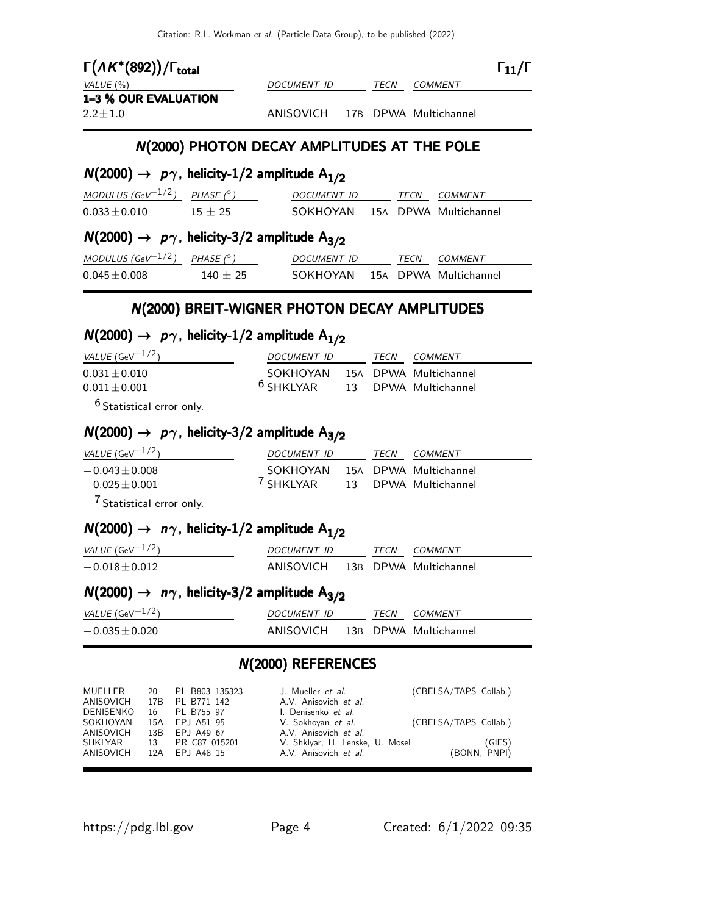### $\Gamma(\Lambda K^*(892))/\Gamma_{total}$ — $\Gamma_{11}/\Gamma$

| VALUE (%) | DOCUMENT ID | TECN | COMMENT |
|---|---|---|---|
| **1–3 % OUR EVALUATION** | | | |
| $2.2 \pm 1.0$ | ANISOVICH 17B | DPWA | Multichannel |

## N(2000) PHOTON DECAY AMPLITUDES AT THE POLE

### $N(2000) \rightarrow p\gamma$, helicity-1/2 amplitude $A_{1/2}$

| MODULUS ($GeV^{-1/2}$) | PHASE (°) | DOCUMENT ID | TECN | COMMENT |
|---|---|---|---|---|
| $0.033 \pm 0.010$ | $15 \pm 25$ | SOKHOYAN 15A | DPWA | Multichannel |

### $N(2000) \rightarrow p\gamma$, helicity-3/2 amplitude $A_{3/2}$

| MODULUS ($GeV^{-1/2}$) | PHASE (°) | DOCUMENT ID | TECN | COMMENT |
|---|---|---|---|---|
| $0.045 \pm 0.008$ | $-140 \pm 25$ | SOKHOYAN 15A | DPWA | Multichannel |

## N(2000) BREIT-WIGNER PHOTON DECAY AMPLITUDES

### $N(2000) \rightarrow p\gamma$, helicity-1/2 amplitude $A_{1/2}$

| VALUE ($GeV^{-1/2}$) | DOCUMENT ID | TECN | COMMENT |
|---|---|---|---|
| $0.031 \pm 0.010$ | SOKHOYAN 15A | DPWA | Multichannel |
| $0.011 \pm 0.001$ | [6] SHKLYAR 13 | DPWA | Multichannel |

[6] Statistical error only.

### $N(2000) \rightarrow p\gamma$, helicity-3/2 amplitude $A_{3/2}$

| VALUE ($GeV^{-1/2}$) | DOCUMENT ID | TECN | COMMENT |
|---|---|---|---|
| $-0.043 \pm 0.008$ | SOKHOYAN 15A | DPWA | Multichannel |
| $0.025 \pm 0.001$ | [7] SHKLYAR 13 | DPWA | Multichannel |

[7] Statistical error only.

### $N(2000) \rightarrow n\gamma$, helicity-1/2 amplitude $A_{1/2}$

| VALUE ($GeV^{-1/2}$) | DOCUMENT ID | TECN | COMMENT |
|---|---|---|---|
| $-0.018 \pm 0.012$ | ANISOVICH 13B | DPWA | Multichannel |

### $N(2000) \rightarrow n\gamma$, helicity-3/2 amplitude $A_{3/2}$

| VALUE ($GeV^{-1/2}$) | DOCUMENT ID | TECN | COMMENT |
|---|---|---|---|
| $-0.035 \pm 0.020$ | ANISOVICH 13B | DPWA | Multichannel |

## N(2000) REFERENCES

| | | | | |
|---|---|---|---|---|
| MUELLER | 20 | PL B803 135323 | J. Mueller *et al.* | (CBELSA/TAPS Collab.) |
| ANISOVICH | 17B | PL B771 142 | A.V. Anisovich *et al.* | |
| DENISENKO | 16 | PL B755 97 | I. Denisenko *et al.* | |
| SOKHOYAN | 15A | EPJ A51 95 | V. Sokhoyan *et al.* | (CBELSA/TAPS Collab.) |
| ANISOVICH | 13B | EPJ A49 67 | A.V. Anisovich *et al.* | |
| SHKLYAR | 13 | PR C87 015201 | V. Shklyar, H. Lenske, U. Mosel | (GIES) |
| ANISOVICH | 12A | EPJ A48 15 | A.V. Anisovich *et al.* | (BONN, PNPI) |